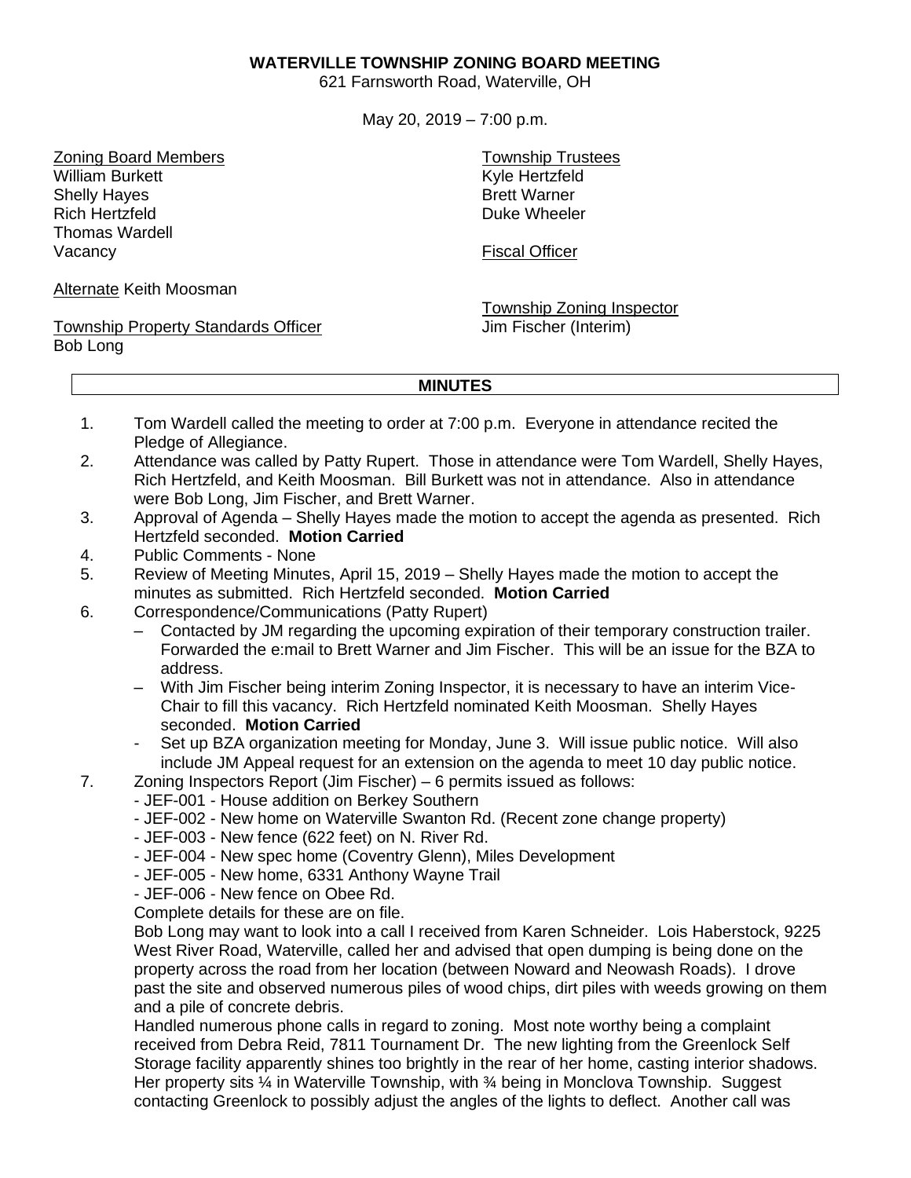**WATERVILLE TOWNSHIP ZONING BOARD MEETING**
621 Farnsworth Road, Waterville, OH

May 20, 2019 – 7:00 p.m.

Zoning Board Members
William Burkett
Shelly Hayes
Rich Hertzfeld
Thomas Wardell
Vacancy

Alternate Keith Moosman

Township Property Standards Officer
Bob Long

Township Trustees
Kyle Hertzfeld
Brett Warner
Duke Wheeler

Fiscal Officer

Township Zoning Inspector
Jim Fischer (Interim)

**MINUTES**

1. Tom Wardell called the meeting to order at 7:00 p.m. Everyone in attendance recited the Pledge of Allegiance.
2. Attendance was called by Patty Rupert. Those in attendance were Tom Wardell, Shelly Hayes, Rich Hertzfeld, and Keith Moosman. Bill Burkett was not in attendance. Also in attendance were Bob Long, Jim Fischer, and Brett Warner.
3. Approval of Agenda – Shelly Hayes made the motion to accept the agenda as presented. Rich Hertzfeld seconded. **Motion Carried**
4. Public Comments - None
5. Review of Meeting Minutes, April 15, 2019 – Shelly Hayes made the motion to accept the minutes as submitted. Rich Hertzfeld seconded. **Motion Carried**
6. Correspondence/Communications (Patty Rupert)
   – Contacted by JM regarding the upcoming expiration of their temporary construction trailer. Forwarded the e:mail to Brett Warner and Jim Fischer. This will be an issue for the BZA to address.
   – With Jim Fischer being interim Zoning Inspector, it is necessary to have an interim Vice-Chair to fill this vacancy. Rich Hertzfeld nominated Keith Moosman. Shelly Hayes seconded. **Motion Carried**
   - Set up BZA organization meeting for Monday, June 3. Will issue public notice. Will also include JM Appeal request for an extension on the agenda to meet 10 day public notice.
7. Zoning Inspectors Report (Jim Fischer) – 6 permits issued as follows:
   - JEF-001 - House addition on Berkey Southern
   - JEF-002 - New home on Waterville Swanton Rd. (Recent zone change property)
   - JEF-003 - New fence (622 feet) on N. River Rd.
   - JEF-004 - New spec home (Coventry Glenn), Miles Development
   - JEF-005 - New home, 6331 Anthony Wayne Trail
   - JEF-006 - New fence on Obee Rd.

   Complete details for these are on file.

   Bob Long may want to look into a call I received from Karen Schneider. Lois Haberstock, 9225 West River Road, Waterville, called her and advised that open dumping is being done on the property across the road from her location (between Noward and Neowash Roads). I drove past the site and observed numerous piles of wood chips, dirt piles with weeds growing on them and a pile of concrete debris.

   Handled numerous phone calls in regard to zoning. Most note worthy being a complaint received from Debra Reid, 7811 Tournament Dr. The new lighting from the Greenlock Self Storage facility apparently shines too brightly in the rear of her home, casting interior shadows. Her property sits ¼ in Waterville Township, with ¾ being in Monclova Township. Suggest contacting Greenlock to possibly adjust the angles of the lights to deflect. Another call was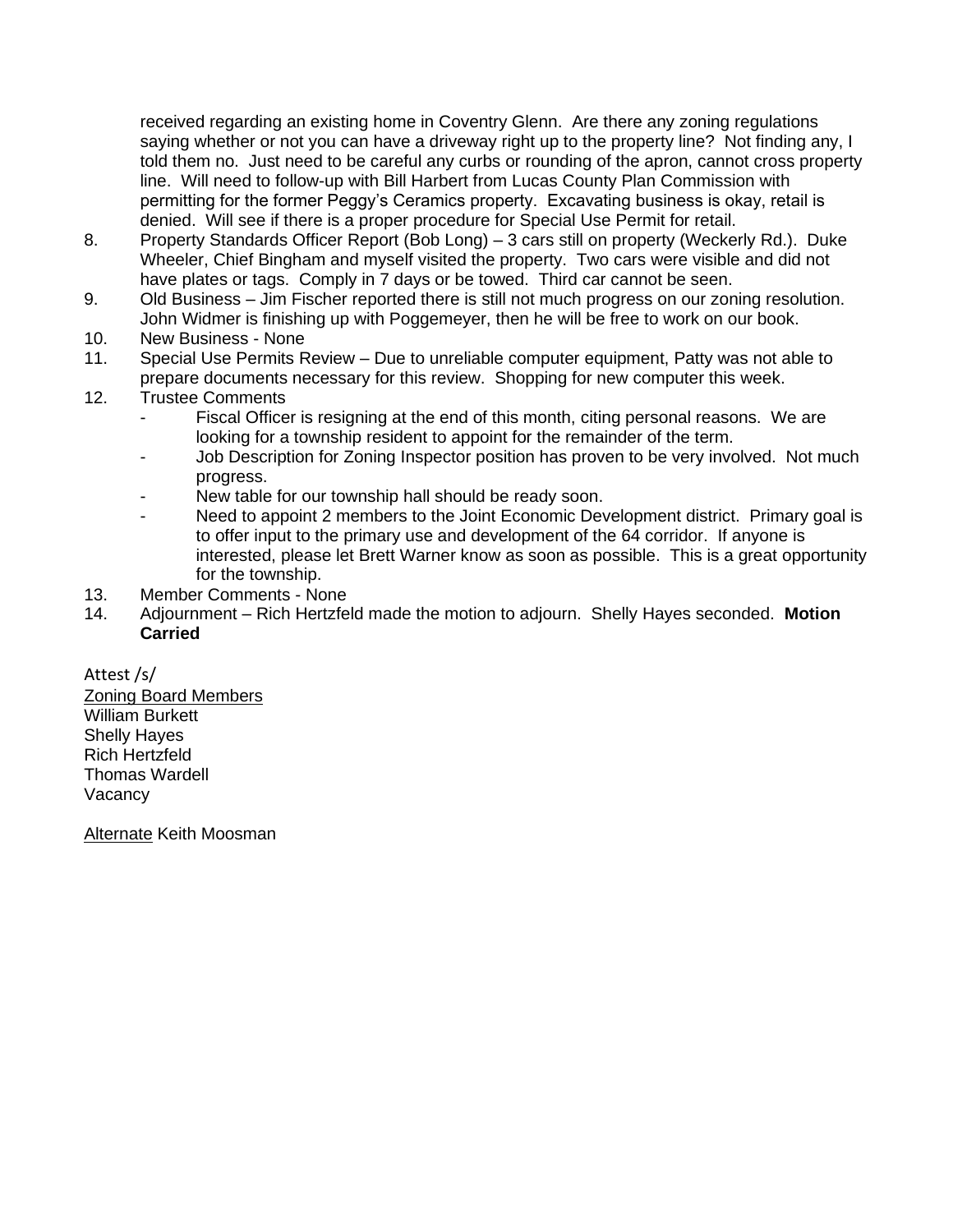received regarding an existing home in Coventry Glenn. Are there any zoning regulations saying whether or not you can have a driveway right up to the property line? Not finding any, I told them no. Just need to be careful any curbs or rounding of the apron, cannot cross property line. Will need to follow-up with Bill Harbert from Lucas County Plan Commission with permitting for the former Peggy's Ceramics property. Excavating business is okay, retail is denied. Will see if there is a proper procedure for Special Use Permit for retail.

8. Property Standards Officer Report (Bob Long) – 3 cars still on property (Weckerly Rd.). Duke Wheeler, Chief Bingham and myself visited the property. Two cars were visible and did not have plates or tags. Comply in 7 days or be towed. Third car cannot be seen.
9. Old Business – Jim Fischer reported there is still not much progress on our zoning resolution. John Widmer is finishing up with Poggemeyer, then he will be free to work on our book.
10. New Business - None
11. Special Use Permits Review – Due to unreliable computer equipment, Patty was not able to prepare documents necessary for this review. Shopping for new computer this week.
12. Trustee Comments
    - Fiscal Officer is resigning at the end of this month, citing personal reasons. We are looking for a township resident to appoint for the remainder of the term.
    - Job Description for Zoning Inspector position has proven to be very involved. Not much progress.
    - New table for our township hall should be ready soon.
    - Need to appoint 2 members to the Joint Economic Development district. Primary goal is to offer input to the primary use and development of the 64 corridor. If anyone is interested, please let Brett Warner know as soon as possible. This is a great opportunity for the township.
13. Member Comments - None
14. Adjournment – Rich Hertzfeld made the motion to adjourn. Shelly Hayes seconded. **Motion Carried**

Attest /s/

Zoning Board Members
William Burkett
Shelly Hayes
Rich Hertzfeld
Thomas Wardell
Vacancy

Alternate Keith Moosman